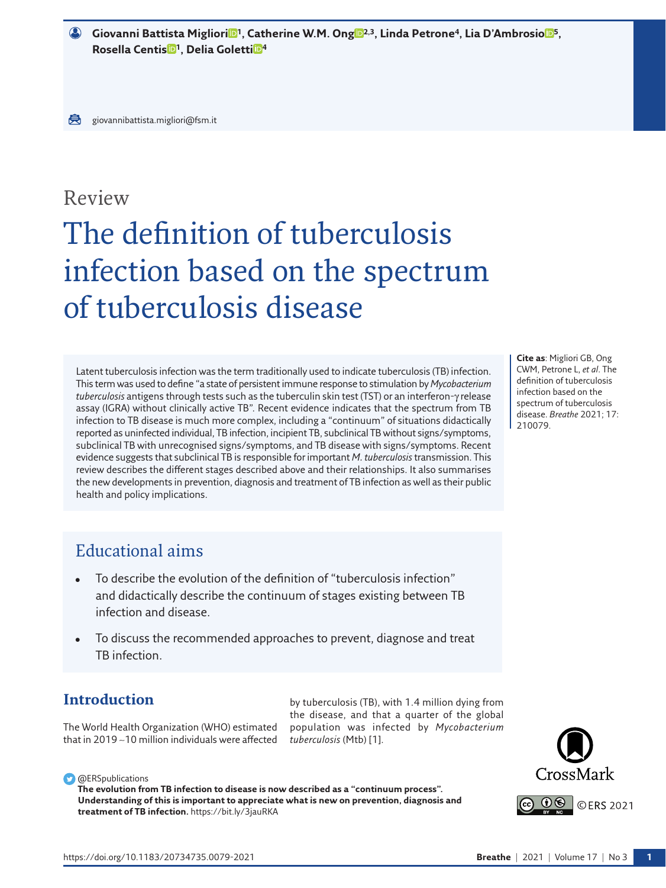Giovanni Battista Migliori[1], Catherine W.M. Ong[2,3], Linda Petrone[4], Lia D'Ambrosio[5], Rosella Centis[1], Delia Goletti[4]

giovannibattista.migliori@fsm.it

Review

# The definition of tuberculosis infection based on the spectrum of tuberculosis disease

Latent tuberculosis infection was the term traditionally used to indicate tuberculosis (TB) infection. This term was used to define "a state of persistent immune response to stimulation by *Mycobacterium tuberculosis* antigens through tests such as the tuberculin skin test (TST) or an interferon-γ release assay (IGRA) without clinically active TB". Recent evidence indicates that the spectrum from TB infection to TB disease is much more complex, including a "continuum" of situations didactically reported as uninfected individual, TB infection, incipient TB, subclinical TB without signs/symptoms, subclinical TB with unrecognised signs/symptoms, and TB disease with signs/symptoms. Recent evidence suggests that subclinical TB is responsible for important *M. tuberculosis* transmission. This review describes the different stages described above and their relationships. It also summarises the new developments in prevention, diagnosis and treatment of TB infection as well as their public health and policy implications.

**Cite as**: Migliori GB, Ong CWM, Petrone L, *et al*. The definition of tuberculosis infection based on the spectrum of tuberculosis disease. *Breathe* 2021; 17: 210079.

## Educational aims

- To describe the evolution of the definition of "tuberculosis infection" and didactically describe the continuum of stages existing between TB infection and disease.
- To discuss the recommended approaches to prevent, diagnose and treat TB infection.

## Introduction

The World Health Organization (WHO) estimated that in 2019 ~10 million individuals were affected by tuberculosis (TB), with 1.4 million dying from the disease, and that a quarter of the global population was infected by *Mycobacterium tuberculosis* (Mtb) [1].

@ERSpublications
**The evolution from TB infection to disease is now described as a "continuum process". Understanding of this is important to appreciate what is new on prevention, diagnosis and treatment of TB infection.** https://bit.ly/3jauRKA

©ERS 2021

https://doi.org/10.1183/20734735.0079-2021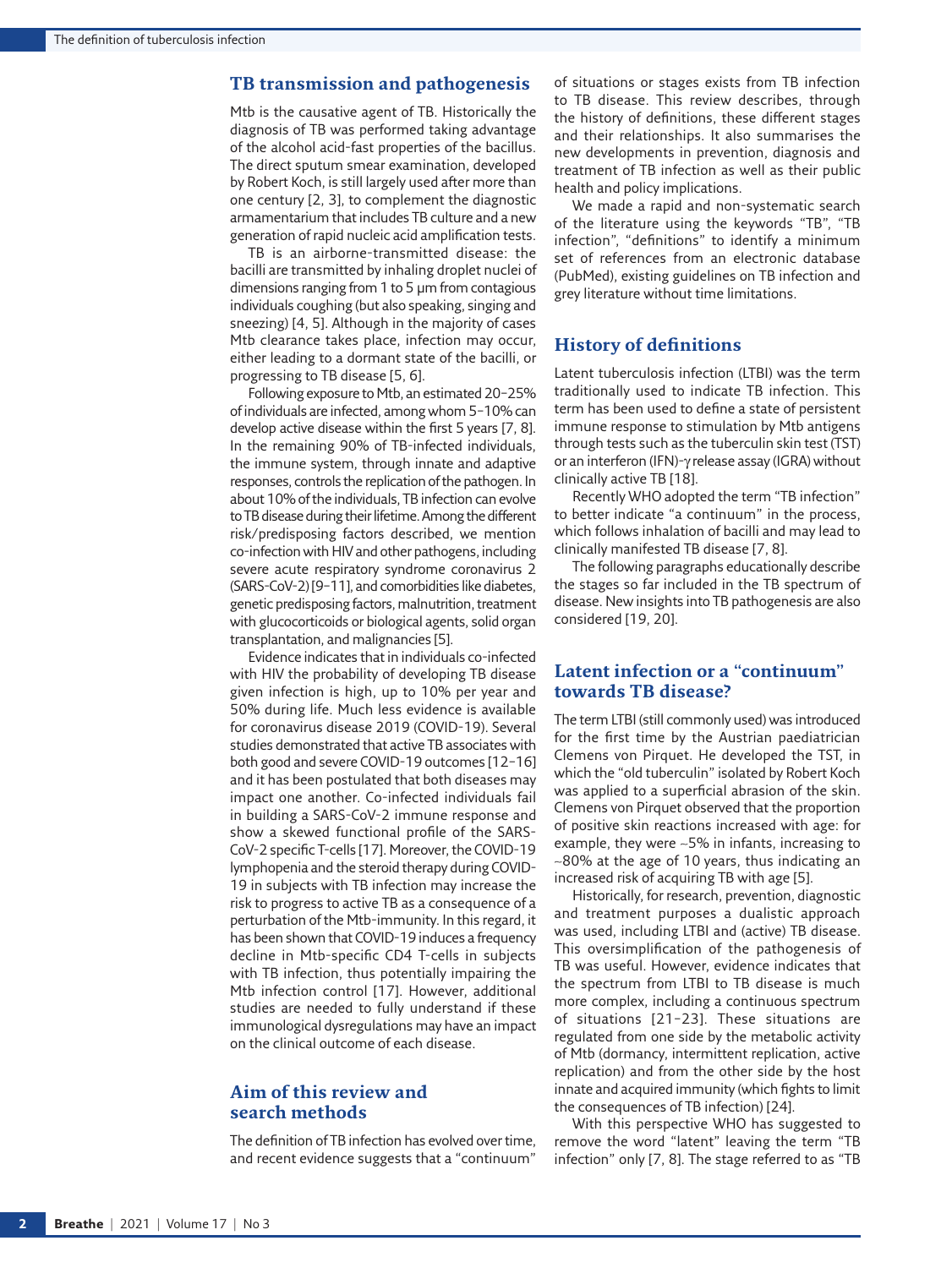## TB transmission and pathogenesis

Mtb is the causative agent of TB. Historically the diagnosis of TB was performed taking advantage of the alcohol acid-fast properties of the bacillus. The direct sputum smear examination, developed by Robert Koch, is still largely used after more than one century [2, 3], to complement the diagnostic armamentarium that includes TB culture and a new generation of rapid nucleic acid amplification tests.

TB is an airborne-transmitted disease: the bacilli are transmitted by inhaling droplet nuclei of dimensions ranging from 1 to 5 μm from contagious individuals coughing (but also speaking, singing and sneezing) [4, 5]. Although in the majority of cases Mtb clearance takes place, infection may occur, either leading to a dormant state of the bacilli, or progressing to TB disease [5, 6].

Following exposure to Mtb, an estimated 20–25% of individuals are infected, among whom 5–10% can develop active disease within the first 5 years [7, 8]. In the remaining 90% of TB-infected individuals, the immune system, through innate and adaptive responses, controls the replication of the pathogen. In about 10% of the individuals, TB infection can evolve to TB disease during their lifetime. Among the different risk/predisposing factors described, we mention co-infection with HIV and other pathogens, including severe acute respiratory syndrome coronavirus 2 (SARS-CoV-2) [9–11], and comorbidities like diabetes, genetic predisposing factors, malnutrition, treatment with glucocorticoids or biological agents, solid organ transplantation, and malignancies [5].

Evidence indicates that in individuals co-infected with HIV the probability of developing TB disease given infection is high, up to 10% per year and 50% during life. Much less evidence is available for coronavirus disease 2019 (COVID-19). Several studies demonstrated that active TB associates with both good and severe COVID-19 outcomes [12–16] and it has been postulated that both diseases may impact one another. Co-infected individuals fail in building a SARS-CoV-2 immune response and show a skewed functional profile of the SARS-CoV-2 specific T-cells [17]. Moreover, the COVID-19 lymphopenia and the steroid therapy during COVID-19 in subjects with TB infection may increase the risk to progress to active TB as a consequence of a perturbation of the Mtb-immunity. In this regard, it has been shown that COVID-19 induces a frequency decline in Mtb-specific CD4 T-cells in subjects with TB infection, thus potentially impairing the Mtb infection control [17]. However, additional studies are needed to fully understand if these immunological dysregulations may have an impact on the clinical outcome of each disease.

## Aim of this review and search methods

The definition of TB infection has evolved over time, and recent evidence suggests that a "continuum" of situations or stages exists from TB infection to TB disease. This review describes, through the history of definitions, these different stages and their relationships. It also summarises the new developments in prevention, diagnosis and treatment of TB infection as well as their public health and policy implications.

We made a rapid and non-systematic search of the literature using the keywords "TB", "TB infection", "definitions" to identify a minimum set of references from an electronic database (PubMed), existing guidelines on TB infection and grey literature without time limitations.

## History of definitions

Latent tuberculosis infection (LTBI) was the term traditionally used to indicate TB infection. This term has been used to define a state of persistent immune response to stimulation by Mtb antigens through tests such as the tuberculin skin test (TST) or an interferon (IFN)-γ release assay (IGRA) without clinically active TB [18].

Recently WHO adopted the term "TB infection" to better indicate "a continuum" in the process, which follows inhalation of bacilli and may lead to clinically manifested TB disease [7, 8].

The following paragraphs educationally describe the stages so far included in the TB spectrum of disease. New insights into TB pathogenesis are also considered [19, 20].

## Latent infection or a "continuum" towards TB disease?

The term LTBI (still commonly used) was introduced for the first time by the Austrian paediatrician Clemens von Pirquet. He developed the TST, in which the "old tuberculin" isolated by Robert Koch was applied to a superficial abrasion of the skin. Clemens von Pirquet observed that the proportion of positive skin reactions increased with age: for example, they were ~5% in infants, increasing to ~80% at the age of 10 years, thus indicating an increased risk of acquiring TB with age [5].

Historically, for research, prevention, diagnostic and treatment purposes a dualistic approach was used, including LTBI and (active) TB disease. This oversimplification of the pathogenesis of TB was useful. However, evidence indicates that the spectrum from LTBI to TB disease is much more complex, including a continuous spectrum of situations [21–23]. These situations are regulated from one side by the metabolic activity of Mtb (dormancy, intermittent replication, active replication) and from the other side by the host innate and acquired immunity (which fights to limit the consequences of TB infection) [24].

With this perspective WHO has suggested to remove the word "latent" leaving the term "TB infection" only [7, 8]. The stage referred to as "TB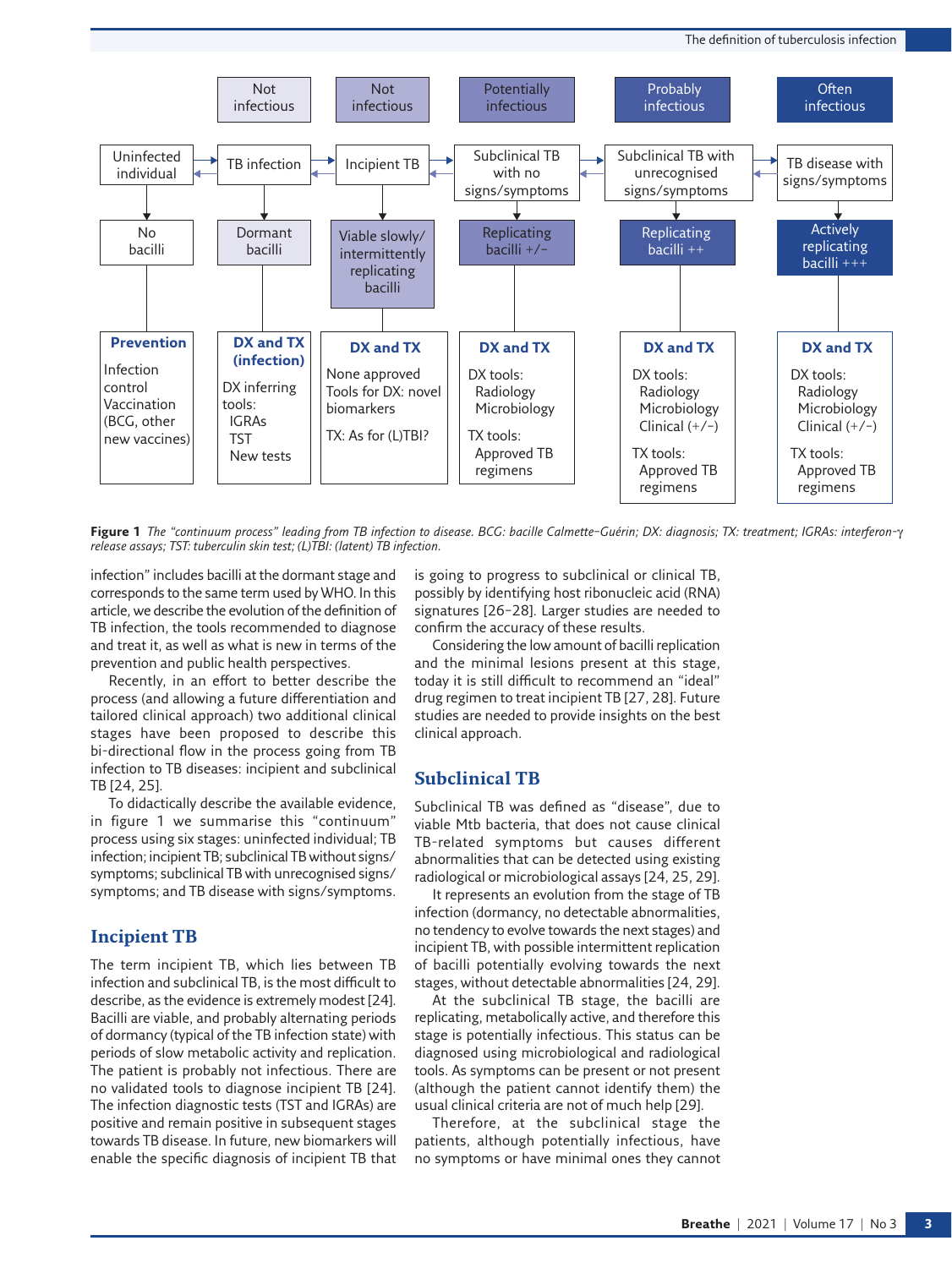| Uninfected individual | TB infection | Incipient TB | Subclinical TB with no signs/symptoms | Subclinical TB with unrecognised signs/symptoms | TB disease with signs/symptoms |
|---|---|---|---|---|---|
| | Not infectious | Not infectious | Potentially infectious | Probably infectious | Often infectious |
| No bacilli | Dormant bacilli | Viable slowly/ intermittently replicating bacilli | Replicating bacilli +/− | Replicating bacilli ++ | Actively replicating bacilli +++ |
| **Prevention**<br>Infection control<br>Vaccination (BCG, other new vaccines) | **DX and TX (infection)**<br>DX inferring tools:<br>IGRAs<br>TST<br>New tests | **DX and TX**<br>None approved<br>Tools for DX: novel biomarkers<br>TX: As for (L)TBI? | **DX and TX**<br>DX tools:<br>Radiology<br>Microbiology<br>TX tools:<br>Approved TB regimens | **DX and TX**<br>DX tools:<br>Radiology<br>Microbiology<br>Clinical (+/−)<br>TX tools:<br>Approved TB regimens | **DX and TX**<br>DX tools:<br>Radiology<br>Microbiology<br>Clinical (+/−)<br>TX tools:<br>Approved TB regimens |

**Figure 1** *The "continuum process" leading from TB infection to disease. BCG: bacille Calmette–Guérin; DX: diagnosis; TX: treatment; IGRAs: interferon-γ release assays; TST: tuberculin skin test; (L)TBI: (latent) TB infection.*

infection" includes bacilli at the dormant stage and corresponds to the same term used by WHO. In this article, we describe the evolution of the definition of TB infection, the tools recommended to diagnose and treat it, as well as what is new in terms of the prevention and public health perspectives.

Recently, in an effort to better describe the process (and allowing a future differentiation and tailored clinical approach) two additional clinical stages have been proposed to describe this bi-directional flow in the process going from TB infection to TB diseases: incipient and subclinical TB [24, 25].

To didactically describe the available evidence, in figure 1 we summarise this "continuum" process using six stages: uninfected individual; TB infection; incipient TB; subclinical TB without signs/symptoms; subclinical TB with unrecognised signs/symptoms; and TB disease with signs/symptoms.

## Incipient TB

The term incipient TB, which lies between TB infection and subclinical TB, is the most difficult to describe, as the evidence is extremely modest [24]. Bacilli are viable, and probably alternating periods of dormancy (typical of the TB infection state) with periods of slow metabolic activity and replication. The patient is probably not infectious. There are no validated tools to diagnose incipient TB [24]. The infection diagnostic tests (TST and IGRAs) are positive and remain positive in subsequent stages towards TB disease. In future, new biomarkers will enable the specific diagnosis of incipient TB that is going to progress to subclinical or clinical TB, possibly by identifying host ribonucleic acid (RNA) signatures [26–28]. Larger studies are needed to confirm the accuracy of these results.

Considering the low amount of bacilli replication and the minimal lesions present at this stage, today it is still difficult to recommend an "ideal" drug regimen to treat incipient TB [27, 28]. Future studies are needed to provide insights on the best clinical approach.

## Subclinical TB

Subclinical TB was defined as "disease", due to viable Mtb bacteria, that does not cause clinical TB-related symptoms but causes different abnormalities that can be detected using existing radiological or microbiological assays [24, 25, 29].

It represents an evolution from the stage of TB infection (dormancy, no detectable abnormalities, no tendency to evolve towards the next stages) and incipient TB, with possible intermittent replication of bacilli potentially evolving towards the next stages, without detectable abnormalities [24, 29].

At the subclinical TB stage, the bacilli are replicating, metabolically active, and therefore this stage is potentially infectious. This status can be diagnosed using microbiological and radiological tools. As symptoms can be present or not present (although the patient cannot identify them) the usual clinical criteria are not of much help [29].

Therefore, at the subclinical stage the patients, although potentially infectious, have no symptoms or have minimal ones they cannot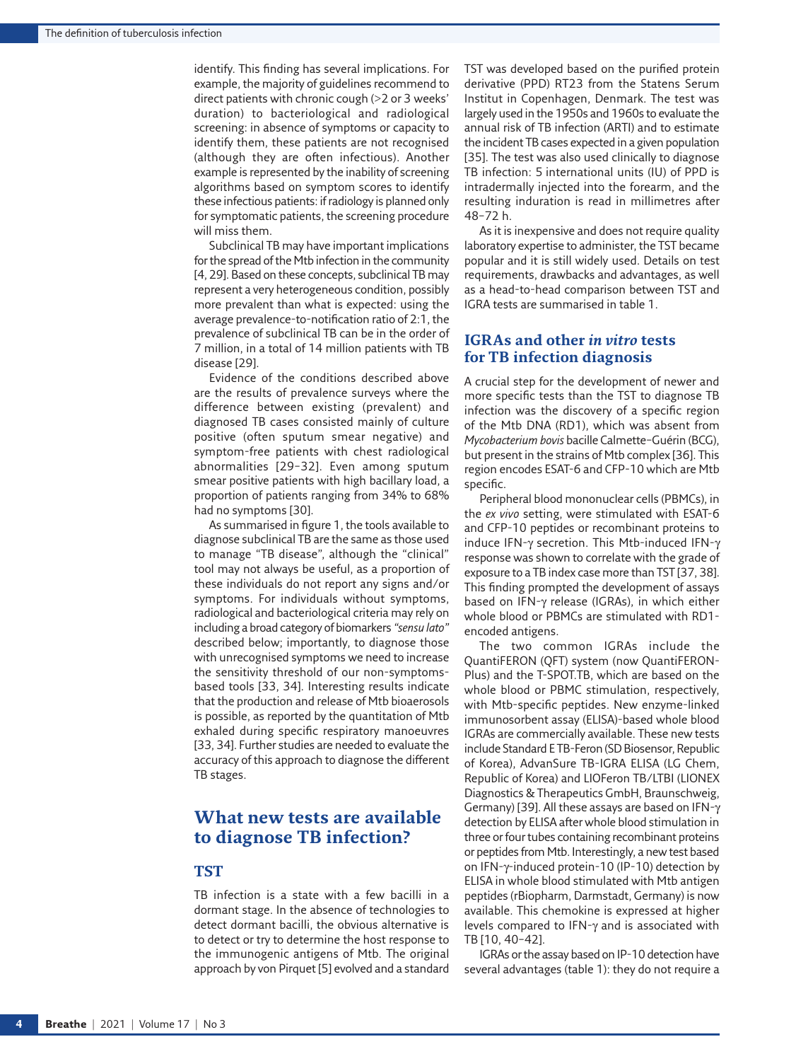identify. This finding has several implications. For example, the majority of guidelines recommend to direct patients with chronic cough (>2 or 3 weeks' duration) to bacteriological and radiological screening: in absence of symptoms or capacity to identify them, these patients are not recognised (although they are often infectious). Another example is represented by the inability of screening algorithms based on symptom scores to identify these infectious patients: if radiology is planned only for symptomatic patients, the screening procedure will miss them.

Subclinical TB may have important implications for the spread of the Mtb infection in the community [4, 29]. Based on these concepts, subclinical TB may represent a very heterogeneous condition, possibly more prevalent than what is expected: using the average prevalence-to-notification ratio of 2:1, the prevalence of subclinical TB can be in the order of 7 million, in a total of 14 million patients with TB disease [29].

Evidence of the conditions described above are the results of prevalence surveys where the difference between existing (prevalent) and diagnosed TB cases consisted mainly of culture positive (often sputum smear negative) and symptom-free patients with chest radiological abnormalities [29–32]. Even among sputum smear positive patients with high bacillary load, a proportion of patients ranging from 34% to 68% had no symptoms [30].

As summarised in figure 1, the tools available to diagnose subclinical TB are the same as those used to manage "TB disease", although the "clinical" tool may not always be useful, as a proportion of these individuals do not report any signs and/or symptoms. For individuals without symptoms, radiological and bacteriological criteria may rely on including a broad category of biomarkers *"sensu lato"* described below; importantly, to diagnose those with unrecognised symptoms we need to increase the sensitivity threshold of our non-symptoms-based tools [33, 34]. Interesting results indicate that the production and release of Mtb bioaerosols is possible, as reported by the quantitation of Mtb exhaled during specific respiratory manoeuvres [33, 34]. Further studies are needed to evaluate the accuracy of this approach to diagnose the different TB stages.

## What new tests are available to diagnose TB infection?

### TST

TB infection is a state with a few bacilli in a dormant stage. In the absence of technologies to detect dormant bacilli, the obvious alternative is to detect or try to determine the host response to the immunogenic antigens of Mtb. The original approach by von Pirquet [5] evolved and a standard TST was developed based on the purified protein derivative (PPD) RT23 from the Statens Serum Institut in Copenhagen, Denmark. The test was largely used in the 1950s and 1960s to evaluate the annual risk of TB infection (ARTI) and to estimate the incident TB cases expected in a given population [35]. The test was also used clinically to diagnose TB infection: 5 international units (IU) of PPD is intradermally injected into the forearm, and the resulting induration is read in millimetres after 48–72 h.

As it is inexpensive and does not require quality laboratory expertise to administer, the TST became popular and it is still widely used. Details on test requirements, drawbacks and advantages, as well as a head-to-head comparison between TST and IGRA tests are summarised in table 1.

### IGRAs and other *in vitro* tests for TB infection diagnosis

A crucial step for the development of newer and more specific tests than the TST to diagnose TB infection was the discovery of a specific region of the Mtb DNA (RD1), which was absent from *Mycobacterium bovis* bacille Calmette–Guérin (BCG), but present in the strains of Mtb complex [36]. This region encodes ESAT-6 and CFP-10 which are Mtb specific.

Peripheral blood mononuclear cells (PBMCs), in the *ex vivo* setting, were stimulated with ESAT-6 and CFP-10 peptides or recombinant proteins to induce IFN-γ secretion. This Mtb-induced IFN-γ response was shown to correlate with the grade of exposure to a TB index case more than TST [37, 38]. This finding prompted the development of assays based on IFN-γ release (IGRAs), in which either whole blood or PBMCs are stimulated with RD1-encoded antigens.

The two common IGRAs include the QuantiFERON (QFT) system (now QuantiFERON-Plus) and the T-SPOT.TB, which are based on the whole blood or PBMC stimulation, respectively, with Mtb-specific peptides. New enzyme-linked immunosorbent assay (ELISA)-based whole blood IGRAs are commercially available. These new tests include Standard E TB-Feron (SD Biosensor, Republic of Korea), AdvanSure TB-IGRA ELISA (LG Chem, Republic of Korea) and LIOFeron TB/LTBI (LIONEX Diagnostics & Therapeutics GmbH, Braunschweig, Germany) [39]. All these assays are based on IFN-γ detection by ELISA after whole blood stimulation in three or four tubes containing recombinant proteins or peptides from Mtb. Interestingly, a new test based on IFN-γ-induced protein-10 (IP-10) detection by ELISA in whole blood stimulated with Mtb antigen peptides (rBiopharm, Darmstadt, Germany) is now available. This chemokine is expressed at higher levels compared to IFN-γ and is associated with TB [10, 40–42].

IGRAs or the assay based on IP-10 detection have several advantages (table 1): they do not require a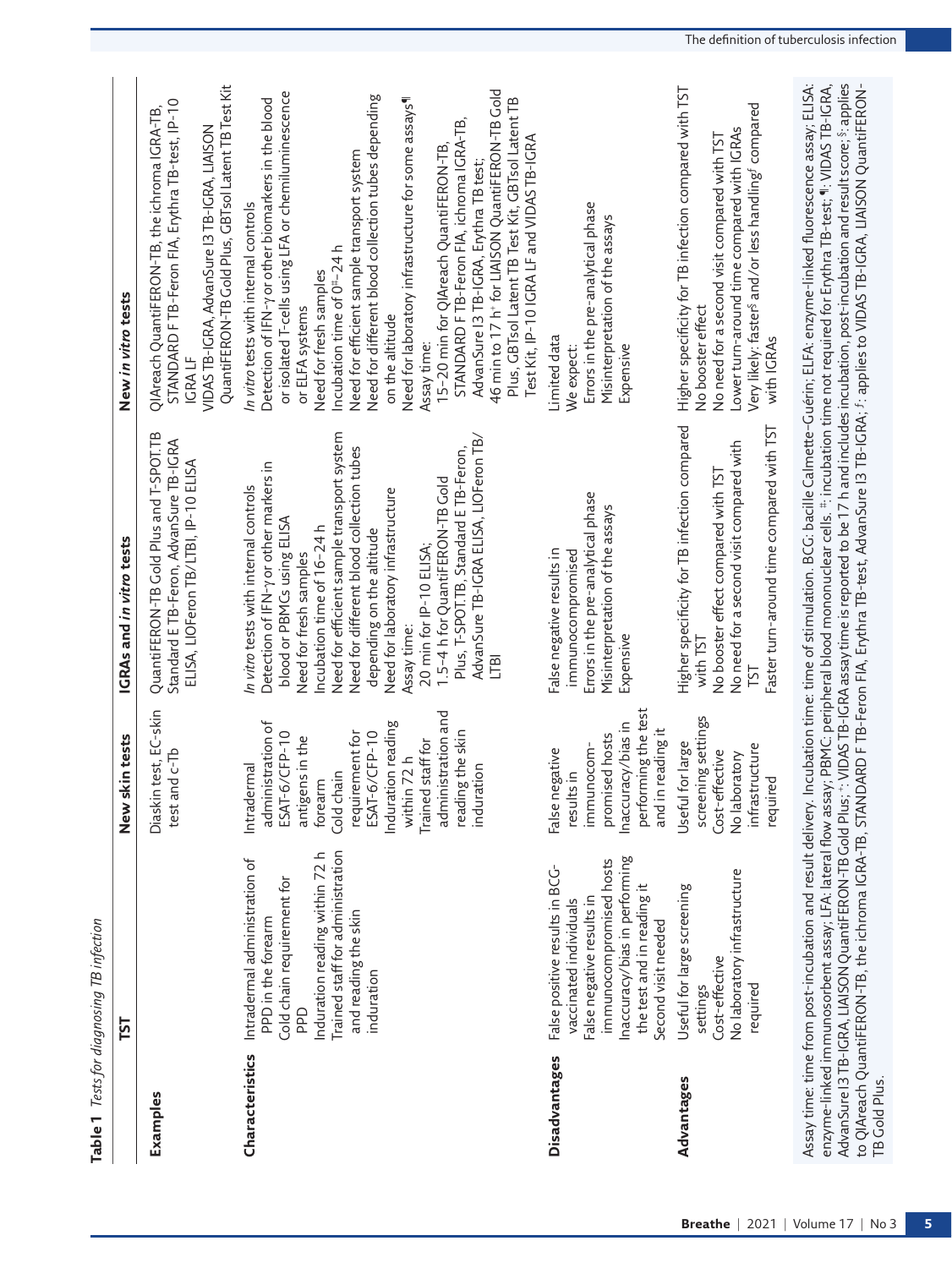**Table 1** *Tests for diagnosing TB infection*

| | TST | New skin tests | IGRAs and *in vitro* tests | New *in vitro* tests |
|---|---|---|---|---|
| **Examples** | | Diaskin test, EC-skin test and C-Tb | QuantiFERON-TB Gold Plus and T-SPOT.TB Standard E TB-Feron, AdvanSure TB-IGRA ELISA, LIOFeron TB/LTBI, IP-10 ELISA | QIAreach QuantiFERON-TB, the ichroma IGRA-TB, STANDARD F TB-Feron FIA, Erythra TB-test, IP-10 IGRA LF<br>VIDAS TB-IGRA, AdvanSure I3 TB-IGRA, LIAISON QuantiFERON-TB Gold Plus, GBTsol Latent TB Test Kit |
| **Characteristics** | Intradermal administration of PPD in the forearm<br>Cold chain requirement for PPD<br>Induration reading within 72 h<br>Trained staff for administration and reading the skin induration | Intradermal administration of ESAT-6/CFP-10 antigens in the forearm<br>Cold chain requirement for ESAT-6/CFP-10<br>Induration reading within 72 h<br>Trained staff for administration and reading the skin induration | *In vitro* tests with internal controls<br>Detection of IFN-γ or other markers in blood or PBMCs using ELISA<br>Need for fresh samples<br>Incubation time of 16–24 h<br>Need for efficient sample transport system<br>Need for different blood collection tubes depending on the altitude<br>Need for laboratory infrastructure<br>Assay time:<br>20 min for IP-10 ELISA;<br>1.5–4 h for QuantiFERON-TB Gold Plus, T-SPOT.TB, Standard E TB-Feron, AdvanSure TB-IGRA ELISA, LIOFeron TB/LTBI | *In vitro* tests with internal controls<br>Detection of IFN-γ or other biomarkers in the blood or isolated T-cells using LFA or chemiluminescence or ELFA systems<br>Need for fresh samples<br>Incubation time of 0[#]–24 h<br>Need for efficient sample transport system<br>Need for different blood collection tubes depending on the altitude<br>Need for laboratory infrastructure for some assays[¶]<br>Assay time:<br>15–20 min for QIAreach QuantiFERON-TB, STANDARD F TB-Feron FIA, ichroma IGRA-TB, AdvanSure I3 TB-IGRA, Erythra TB test;<br>46 min to 17 h[+] for LIAISON QuantiFERON-TB Gold Plus, GBTsol Latent TB Test Kit, GBTsol Latent TB Test Kit, IP-10 IGRA LF and VIDAS TB-IGRA |
| **Disadvantages** | False positive results in BCG-vaccinated individuals<br>False negative results in immunocompromised hosts<br>Inaccuracy/bias in performing the test and in reading it<br>Second visit needed | False negative results in immunocompromised hosts<br>Inaccuracy/bias in performing the test and in reading it | False negative results in immunocompromised<br>Errors in the pre-analytical phase<br>Misinterpretation of the assays<br>Expensive | Limited data<br>We expect:<br>Errors in the pre-analytical phase<br>Misinterpretation of the assays<br>Expensive |
| **Advantages** | Useful for large screening settings<br>Cost-effective<br>No laboratory infrastructure required | Useful for large screening settings<br>Cost-effective<br>No laboratory infrastructure required | Higher specificity for TB infection compared with TST<br>No booster effect compared with TST<br>No need for a second visit compared with TST<br>Faster turn-around time compared with TST | Higher specificity for TB infection compared with TST<br>No booster effect<br>No need for a second visit compared with TST<br>Lower turn-around time compared with IGRAs<br>Very likely: faster[§] and/or less handling[ƒ] compared with IGRAs |

Assay time: time from post-incubation and result delivery. Incubation time: time of stimulation. BCG: bacille Calmette–Guérin; ELFA: enzyme-linked fluorescence assay; ELISA: enzyme-linked immunosorbent assay; LFA: lateral flow assay; PBMC: peripheral blood mononuclear cells. [#]: incubation time not required for Erythra TB-test; [¶]: VIDAS TB-IGRA, AdvanSure I3 TB-IGRA, LIAISON QuantiFERON-TB Gold Plus; [+]: VIDAS TB-IGRA assay time is reported to be 17 h and includes incubation, post-incubation and result score; [§]: applies to QIAreach QuantiFERON-TB, the ichroma IGRA-TB, STANDARD F TB-Feron FIA, Erythra TB-test, AdvanSure I3 TB-IGRA; [ƒ]: applies to VIDAS TB-IGRA, LIAISON QuantiFERON-TB Gold Plus.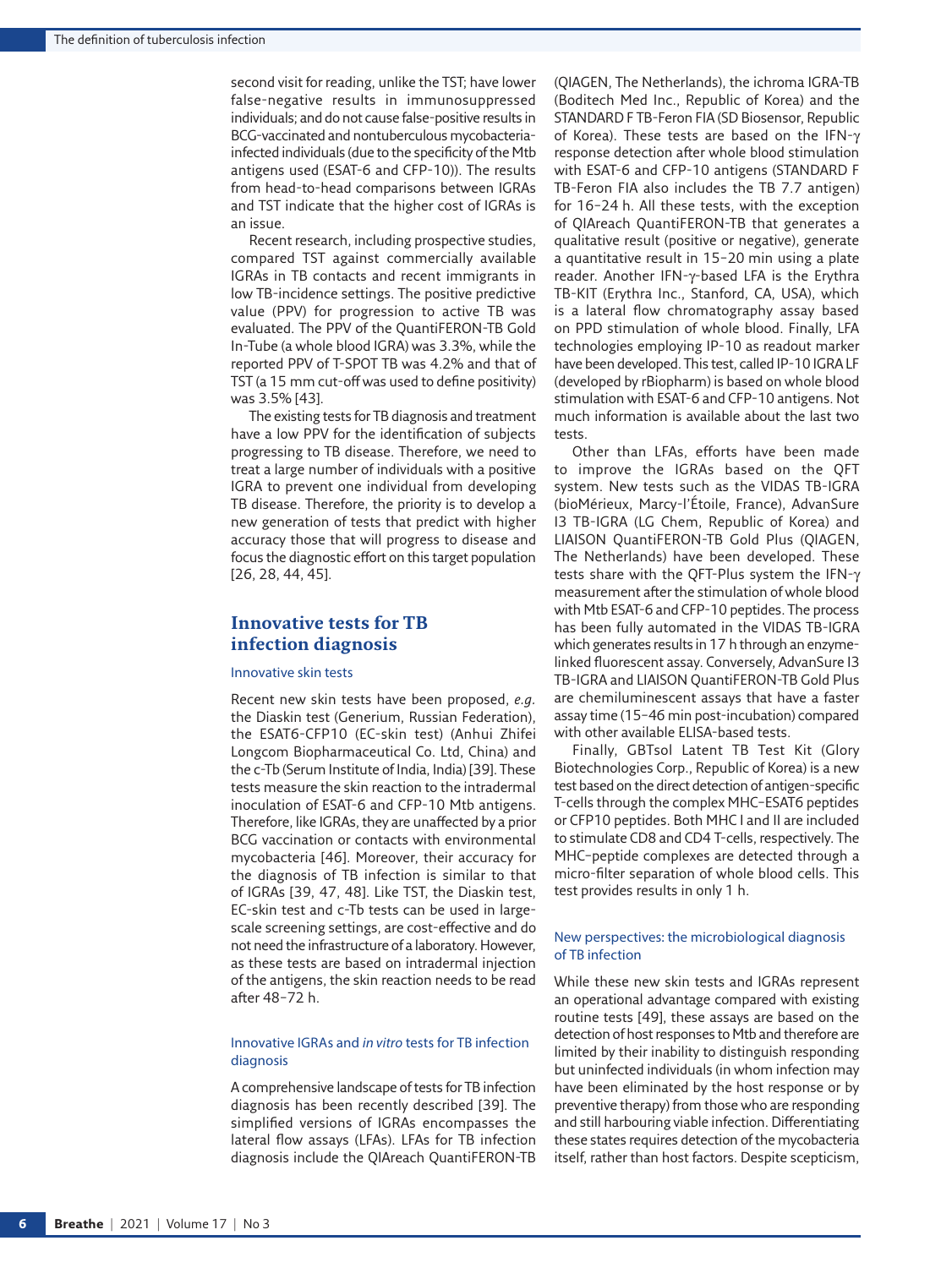second visit for reading, unlike the TST; have lower false-negative results in immunosuppressed individuals; and do not cause false-positive results in BCG-vaccinated and nontuberculous mycobacteria-infected individuals (due to the specificity of the Mtb antigens used (ESAT-6 and CFP-10)). The results from head-to-head comparisons between IGRAs and TST indicate that the higher cost of IGRAs is an issue.

Recent research, including prospective studies, compared TST against commercially available IGRAs in TB contacts and recent immigrants in low TB-incidence settings. The positive predictive value (PPV) for progression to active TB was evaluated. The PPV of the QuantiFERON-TB Gold In-Tube (a whole blood IGRA) was 3.3%, while the reported PPV of T-SPOT TB was 4.2% and that of TST (a 15 mm cut-off was used to define positivity) was 3.5% [43].

The existing tests for TB diagnosis and treatment have a low PPV for the identification of subjects progressing to TB disease. Therefore, we need to treat a large number of individuals with a positive IGRA to prevent one individual from developing TB disease. Therefore, the priority is to develop a new generation of tests that predict with higher accuracy those that will progress to disease and focus the diagnostic effort on this target population [26, 28, 44, 45].

## Innovative tests for TB infection diagnosis

### Innovative skin tests

Recent new skin tests have been proposed, *e.g.* the Diaskin test (Generium, Russian Federation), the ESAT6-CFP10 (EC-skin test) (Anhui Zhifei Longcom Biopharmaceutical Co. Ltd, China) and the c-Tb (Serum Institute of India, India) [39]. These tests measure the skin reaction to the intradermal inoculation of ESAT-6 and CFP-10 Mtb antigens. Therefore, like IGRAs, they are unaffected by a prior BCG vaccination or contacts with environmental mycobacteria [46]. Moreover, their accuracy for the diagnosis of TB infection is similar to that of IGRAs [39, 47, 48]. Like TST, the Diaskin test, EC-skin test and c-Tb tests can be used in large-scale screening settings, are cost-effective and do not need the infrastructure of a laboratory. However, as these tests are based on intradermal injection of the antigens, the skin reaction needs to be read after 48–72 h.

### Innovative IGRAs and *in vitro* tests for TB infection diagnosis

A comprehensive landscape of tests for TB infection diagnosis has been recently described [39]. The simplified versions of IGRAs encompasses the lateral flow assays (LFAs). LFAs for TB infection diagnosis include the QIAreach QuantiFERON-TB (QIAGEN, The Netherlands), the ichroma IGRA-TB (Boditech Med Inc., Republic of Korea) and the STANDARD F TB-Feron FIA (SD Biosensor, Republic of Korea). These tests are based on the IFN-γ response detection after whole blood stimulation with ESAT-6 and CFP-10 antigens (STANDARD F TB-Feron FIA also includes the TB 7.7 antigen) for 16–24 h. All these tests, with the exception of QIAreach QuantiFERON-TB that generates a qualitative result (positive or negative), generate a quantitative result in 15–20 min using a plate reader. Another IFN-γ-based LFA is the Erythra TB-KIT (Erythra Inc., Stanford, CA, USA), which is a lateral flow chromatography assay based on PPD stimulation of whole blood. Finally, LFA technologies employing IP-10 as readout marker have been developed. This test, called IP-10 IGRA LF (developed by rBiopharm) is based on whole blood stimulation with ESAT-6 and CFP-10 antigens. Not much information is available about the last two tests.

Other than LFAs, efforts have been made to improve the IGRAs based on the QFT system. New tests such as the VIDAS TB-IGRA (bioMérieux, Marcy-l'Étoile, France), AdvanSure I3 TB-IGRA (LG Chem, Republic of Korea) and LIAISON QuantiFERON-TB Gold Plus (QIAGEN, The Netherlands) have been developed. These tests share with the QFT-Plus system the IFN-γ measurement after the stimulation of whole blood with Mtb ESAT-6 and CFP-10 peptides. The process has been fully automated in the VIDAS TB-IGRA which generates results in 17 h through an enzyme-linked fluorescent assay. Conversely, AdvanSure I3 TB-IGRA and LIAISON QuantiFERON-TB Gold Plus are chemiluminescent assays that have a faster assay time (15–46 min post-incubation) compared with other available ELISA-based tests.

Finally, GBTsol Latent TB Test Kit (Glory Biotechnologies Corp., Republic of Korea) is a new test based on the direct detection of antigen-specific T-cells through the complex MHC–ESAT6 peptides or CFP10 peptides. Both MHC I and II are included to stimulate CD8 and CD4 T-cells, respectively. The MHC–peptide complexes are detected through a micro-filter separation of whole blood cells. This test provides results in only 1 h.

### New perspectives: the microbiological diagnosis of TB infection

While these new skin tests and IGRAs represent an operational advantage compared with existing routine tests [49], these assays are based on the detection of host responses to Mtb and therefore are limited by their inability to distinguish responding but uninfected individuals (in whom infection may have been eliminated by the host response or by preventive therapy) from those who are responding and still harbouring viable infection. Differentiating these states requires detection of the mycobacteria itself, rather than host factors. Despite scepticism,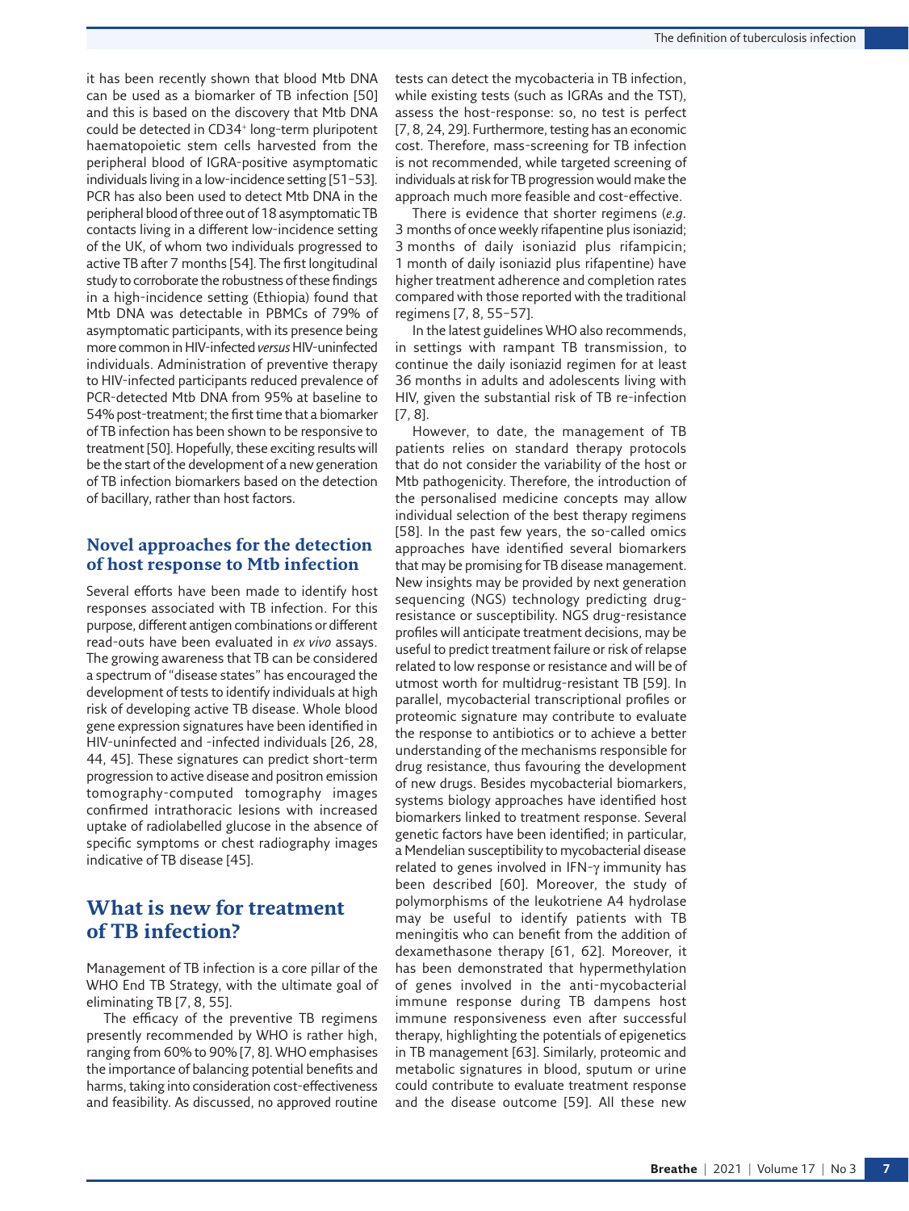it has been recently shown that blood Mtb DNA can be used as a biomarker of TB infection [50] and this is based on the discovery that Mtb DNA could be detected in CD34+ long-term pluripotent haematopoietic stem cells harvested from the peripheral blood of IGRA-positive asymptomatic individuals living in a low-incidence setting [51–53]. PCR has also been used to detect Mtb DNA in the peripheral blood of three out of 18 asymptomatic TB contacts living in a different low-incidence setting of the UK, of whom two individuals progressed to active TB after 7 months [54]. The first longitudinal study to corroborate the robustness of these findings in a high-incidence setting (Ethiopia) found that Mtb DNA was detectable in PBMCs of 79% of asymptomatic participants, with its presence being more common in HIV-infected *versus* HIV-uninfected individuals. Administration of preventive therapy to HIV-infected participants reduced prevalence of PCR-detected Mtb DNA from 95% at baseline to 54% post-treatment; the first time that a biomarker of TB infection has been shown to be responsive to treatment [50]. Hopefully, these exciting results will be the start of the development of a new generation of TB infection biomarkers based on the detection of bacillary, rather than host factors.

### Novel approaches for the detection of host response to Mtb infection

Several efforts have been made to identify host responses associated with TB infection. For this purpose, different antigen combinations or different read-outs have been evaluated in *ex vivo* assays. The growing awareness that TB can be considered a spectrum of "disease states" has encouraged the development of tests to identify individuals at high risk of developing active TB disease. Whole blood gene expression signatures have been identified in HIV-uninfected and -infected individuals [26, 28, 44, 45]. These signatures can predict short-term progression to active disease and positron emission tomography-computed tomography images confirmed intrathoracic lesions with increased uptake of radiolabelled glucose in the absence of specific symptoms or chest radiography images indicative of TB disease [45].

## What is new for treatment of TB infection?

Management of TB infection is a core pillar of the WHO End TB Strategy, with the ultimate goal of eliminating TB [7, 8, 55].

The efficacy of the preventive TB regimens presently recommended by WHO is rather high, ranging from 60% to 90% [7, 8]. WHO emphasises the importance of balancing potential benefits and harms, taking into consideration cost-effectiveness and feasibility. As discussed, no approved routine tests can detect the mycobacteria in TB infection, while existing tests (such as IGRAs and the TST), assess the host-response: so, no test is perfect [7, 8, 24, 29]. Furthermore, testing has an economic cost. Therefore, mass-screening for TB infection is not recommended, while targeted screening of individuals at risk for TB progression would make the approach much more feasible and cost-effective.

There is evidence that shorter regimens (*e.g.* 3 months of once weekly rifapentine plus isoniazid; 3 months of daily isoniazid plus rifampicin; 1 month of daily isoniazid plus rifapentine) have higher treatment adherence and completion rates compared with those reported with the traditional regimens [7, 8, 55–57].

In the latest guidelines WHO also recommends, in settings with rampant TB transmission, to continue the daily isoniazid regimen for at least 36 months in adults and adolescents living with HIV, given the substantial risk of TB re-infection [7, 8].

However, to date, the management of TB patients relies on standard therapy protocols that do not consider the variability of the host or Mtb pathogenicity. Therefore, the introduction of the personalised medicine concepts may allow individual selection of the best therapy regimens [58]. In the past few years, the so-called omics approaches have identified several biomarkers that may be promising for TB disease management. New insights may be provided by next generation sequencing (NGS) technology predicting drug-resistance or susceptibility. NGS drug-resistance profiles will anticipate treatment decisions, may be useful to predict treatment failure or risk of relapse related to low response or resistance and will be of utmost worth for multidrug-resistant TB [59]. In parallel, mycobacterial transcriptional profiles or proteomic signature may contribute to evaluate the response to antibiotics or to achieve a better understanding of the mechanisms responsible for drug resistance, thus favouring the development of new drugs. Besides mycobacterial biomarkers, systems biology approaches have identified host biomarkers linked to treatment response. Several genetic factors have been identified; in particular, a Mendelian susceptibility to mycobacterial disease related to genes involved in IFN-γ immunity has been described [60]. Moreover, the study of polymorphisms of the leukotriene A4 hydrolase may be useful to identify patients with TB meningitis who can benefit from the addition of dexamethasone therapy [61, 62]. Moreover, it has been demonstrated that hypermethylation of genes involved in the anti-mycobacterial immune response during TB dampens host immune responsiveness even after successful therapy, highlighting the potentials of epigenetics in TB management [63]. Similarly, proteomic and metabolic signatures in blood, sputum or urine could contribute to evaluate treatment response and the disease outcome [59]. All these new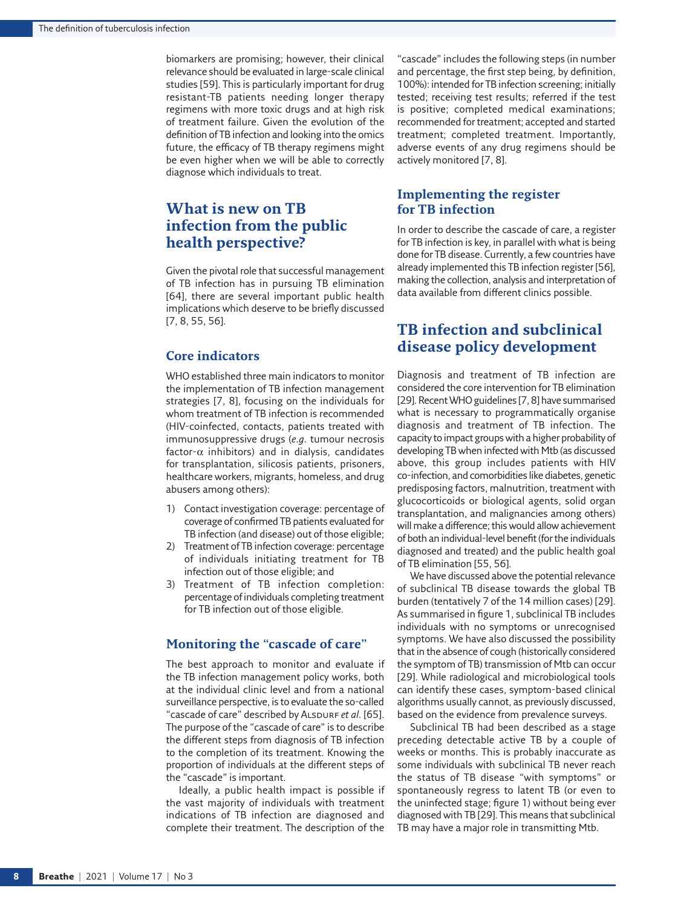biomarkers are promising; however, their clinical relevance should be evaluated in large-scale clinical studies [59]. This is particularly important for drug resistant-TB patients needing longer therapy regimens with more toxic drugs and at high risk of treatment failure. Given the evolution of the definition of TB infection and looking into the omics future, the efficacy of TB therapy regimens might be even higher when we will be able to correctly diagnose which individuals to treat.

## What is new on TB infection from the public health perspective?

Given the pivotal role that successful management of TB infection has in pursuing TB elimination [64], there are several important public health implications which deserve to be briefly discussed [7, 8, 55, 56].

### Core indicators

WHO established three main indicators to monitor the implementation of TB infection management strategies [7, 8], focusing on the individuals for whom treatment of TB infection is recommended (HIV-coinfected, contacts, patients treated with immunosuppressive drugs (*e.g.* tumour necrosis factor-$\alpha$ inhibitors) and in dialysis, candidates for transplantation, silicosis patients, prisoners, healthcare workers, migrants, homeless, and drug abusers among others):

1) Contact investigation coverage: percentage of coverage of confirmed TB patients evaluated for TB infection (and disease) out of those eligible;
2) Treatment of TB infection coverage: percentage of individuals initiating treatment for TB infection out of those eligible; and
3) Treatment of TB infection completion: percentage of individuals completing treatment for TB infection out of those eligible.

### Monitoring the "cascade of care"

The best approach to monitor and evaluate if the TB infection management policy works, both at the individual clinic level and from a national surveillance perspective, is to evaluate the so-called "cascade of care" described by Alsdurf *et al.* [65]. The purpose of the "cascade of care" is to describe the different steps from diagnosis of TB infection to the completion of its treatment. Knowing the proportion of individuals at the different steps of the "cascade" is important.

Ideally, a public health impact is possible if the vast majority of individuals with treatment indications of TB infection are diagnosed and complete their treatment. The description of the "cascade" includes the following steps (in number and percentage, the first step being, by definition, 100%): intended for TB infection screening; initially tested; receiving test results; referred if the test is positive; completed medical examinations; recommended for treatment; accepted and started treatment; completed treatment. Importantly, adverse events of any drug regimens should be actively monitored [7, 8].

### Implementing the register for TB infection

In order to describe the cascade of care, a register for TB infection is key, in parallel with what is being done for TB disease. Currently, a few countries have already implemented this TB infection register [56], making the collection, analysis and interpretation of data available from different clinics possible.

## TB infection and subclinical disease policy development

Diagnosis and treatment of TB infection are considered the core intervention for TB elimination [29]. Recent WHO guidelines [7, 8] have summarised what is necessary to programmatically organise diagnosis and treatment of TB infection. The capacity to impact groups with a higher probability of developing TB when infected with Mtb (as discussed above, this group includes patients with HIV co-infection, and comorbidities like diabetes, genetic predisposing factors, malnutrition, treatment with glucocorticoids or biological agents, solid organ transplantation, and malignancies among others) will make a difference; this would allow achievement of both an individual-level benefit (for the individuals diagnosed and treated) and the public health goal of TB elimination [55, 56].

We have discussed above the potential relevance of subclinical TB disease towards the global TB burden (tentatively 7 of the 14 million cases) [29]. As summarised in figure 1, subclinical TB includes individuals with no symptoms or unrecognised symptoms. We have also discussed the possibility that in the absence of cough (historically considered the symptom of TB) transmission of Mtb can occur [29]. While radiological and microbiological tools can identify these cases, symptom-based clinical algorithms usually cannot, as previously discussed, based on the evidence from prevalence surveys.

Subclinical TB had been described as a stage preceding detectable active TB by a couple of weeks or months. This is probably inaccurate as some individuals with subclinical TB never reach the status of TB disease "with symptoms" or spontaneously regress to latent TB (or even to the uninfected stage; figure 1) without being ever diagnosed with TB [29]. This means that subclinical TB may have a major role in transmitting Mtb.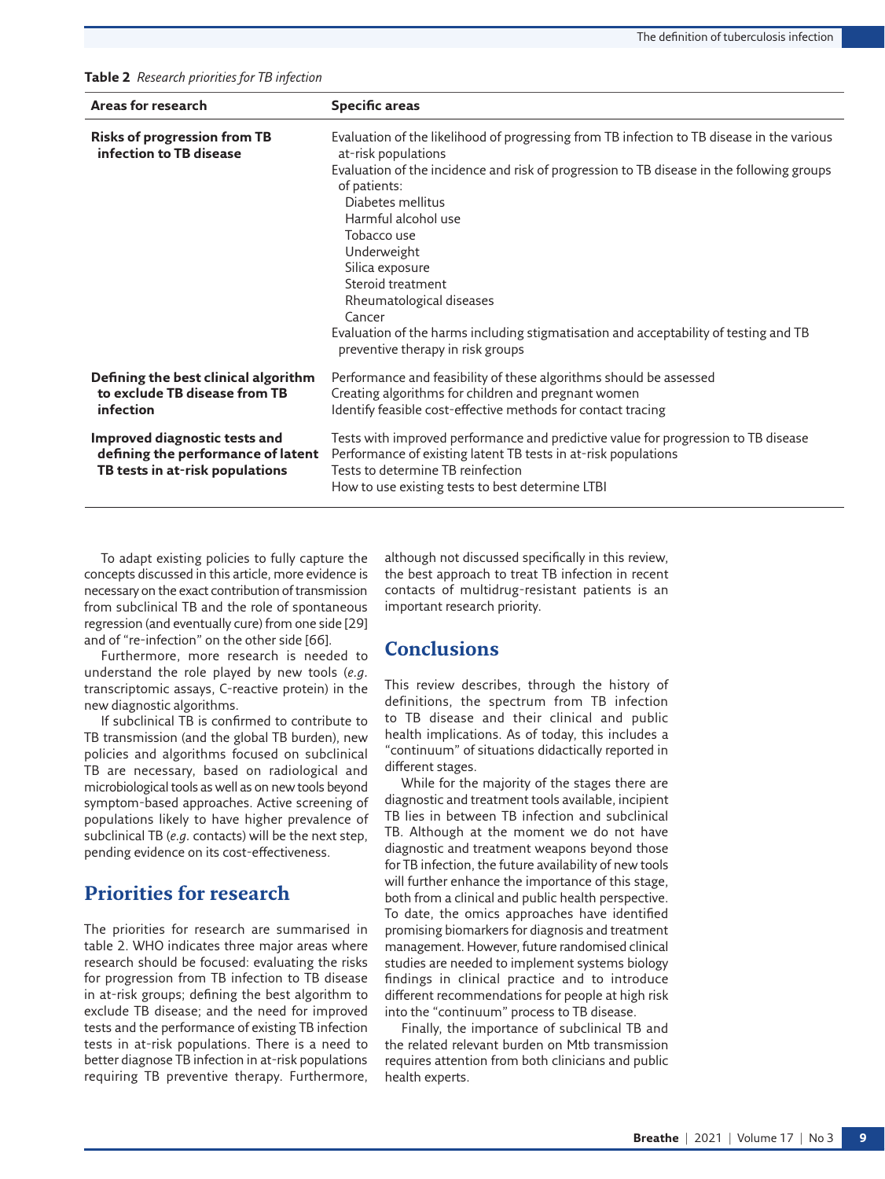**Table 2** *Research priorities for TB infection*

| Areas for research | Specific areas |
|---|---|
| **Risks of progression from TB infection to TB disease** | Evaluation of the likelihood of progressing from TB infection to TB disease in the various at-risk populations<br>Evaluation of the incidence and risk of progression to TB disease in the following groups of patients:<br>Diabetes mellitus<br>Harmful alcohol use<br>Tobacco use<br>Underweight<br>Silica exposure<br>Steroid treatment<br>Rheumatological diseases<br>Cancer<br>Evaluation of the harms including stigmatisation and acceptability of testing and TB preventive therapy in risk groups |
| **Defining the best clinical algorithm to exclude TB disease from TB infection** | Performance and feasibility of these algorithms should be assessed<br>Creating algorithms for children and pregnant women<br>Identify feasible cost-effective methods for contact tracing |
| **Improved diagnostic tests and defining the performance of latent TB tests in at-risk populations** | Tests with improved performance and predictive value for progression to TB disease<br>Performance of existing latent TB tests in at-risk populations<br>Tests to determine TB reinfection<br>How to use existing tests to best determine LTBI |

To adapt existing policies to fully capture the concepts discussed in this article, more evidence is necessary on the exact contribution of transmission from subclinical TB and the role of spontaneous regression (and eventually cure) from one side [29] and of "re-infection" on the other side [66].

Furthermore, more research is needed to understand the role played by new tools (*e.g.* transcriptomic assays, C-reactive protein) in the new diagnostic algorithms.

If subclinical TB is confirmed to contribute to TB transmission (and the global TB burden), new policies and algorithms focused on subclinical TB are necessary, based on radiological and microbiological tools as well as on new tools beyond symptom-based approaches. Active screening of populations likely to have higher prevalence of subclinical TB (*e.g.* contacts) will be the next step, pending evidence on its cost-effectiveness.

## Priorities for research

The priorities for research are summarised in table 2. WHO indicates three major areas where research should be focused: evaluating the risks for progression from TB infection to TB disease in at-risk groups; defining the best algorithm to exclude TB disease; and the need for improved tests and the performance of existing TB infection tests in at-risk populations. There is a need to better diagnose TB infection in at-risk populations requiring TB preventive therapy. Furthermore, although not discussed specifically in this review, the best approach to treat TB infection in recent contacts of multidrug-resistant patients is an important research priority.

## Conclusions

This review describes, through the history of definitions, the spectrum from TB infection to TB disease and their clinical and public health implications. As of today, this includes a "continuum" of situations didactically reported in different stages.

While for the majority of the stages there are diagnostic and treatment tools available, incipient TB lies in between TB infection and subclinical TB. Although at the moment we do not have diagnostic and treatment weapons beyond those for TB infection, the future availability of new tools will further enhance the importance of this stage, both from a clinical and public health perspective. To date, the omics approaches have identified promising biomarkers for diagnosis and treatment management. However, future randomised clinical studies are needed to implement systems biology findings in clinical practice and to introduce different recommendations for people at high risk into the "continuum" process to TB disease.

Finally, the importance of subclinical TB and the related relevant burden on Mtb transmission requires attention from both clinicians and public health experts.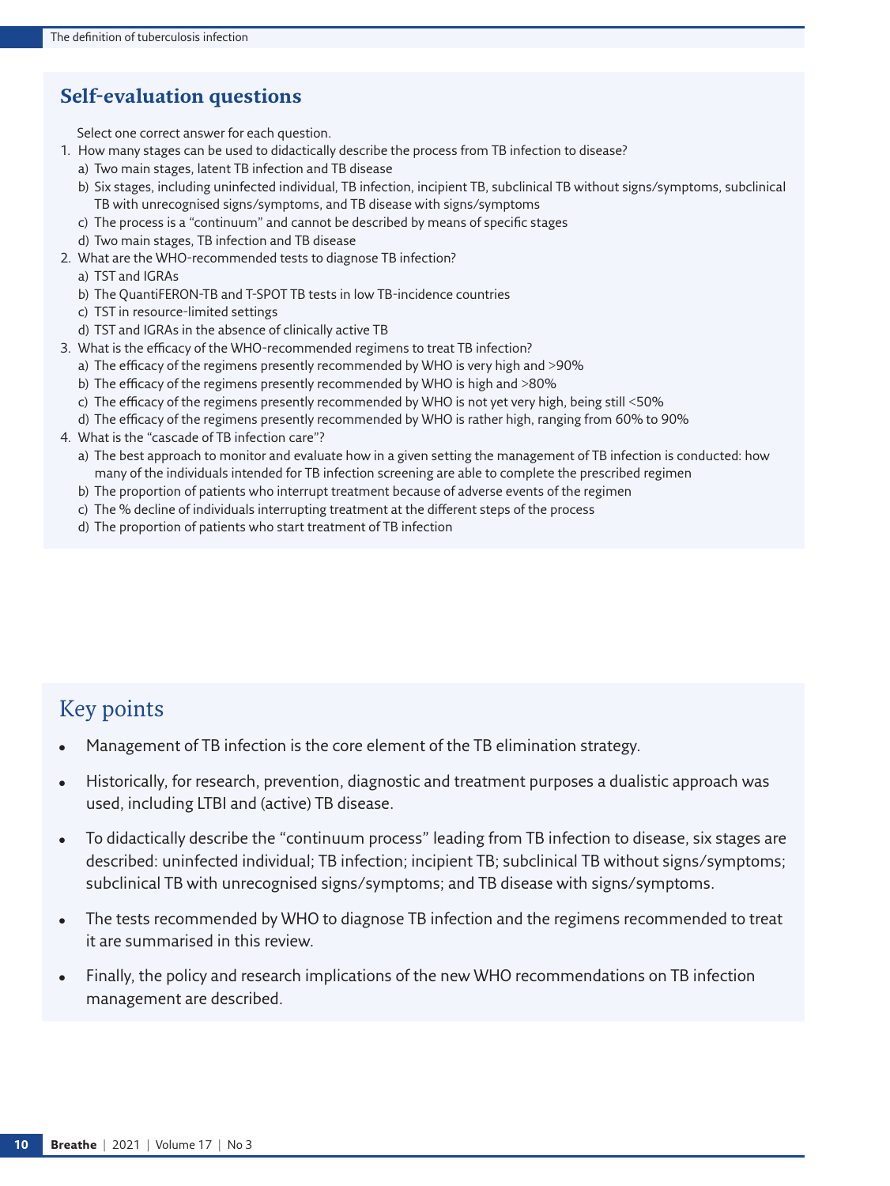## Self-evaluation questions

Select one correct answer for each question.

1. How many stages can be used to didactically describe the process from TB infection to disease?
   a) Two main stages, latent TB infection and TB disease
   b) Six stages, including uninfected individual, TB infection, incipient TB, subclinical TB without signs/symptoms, subclinical TB with unrecognised signs/symptoms, and TB disease with signs/symptoms
   c) The process is a "continuum" and cannot be described by means of specific stages
   d) Two main stages, TB infection and TB disease
2. What are the WHO-recommended tests to diagnose TB infection?
   a) TST and IGRAs
   b) The QuantiFERON-TB and T-SPOT TB tests in low TB-incidence countries
   c) TST in resource-limited settings
   d) TST and IGRAs in the absence of clinically active TB
3. What is the efficacy of the WHO-recommended regimens to treat TB infection?
   a) The efficacy of the regimens presently recommended by WHO is very high and >90%
   b) The efficacy of the regimens presently recommended by WHO is high and >80%
   c) The efficacy of the regimens presently recommended by WHO is not yet very high, being still <50%
   d) The efficacy of the regimens presently recommended by WHO is rather high, ranging from 60% to 90%
4. What is the "cascade of TB infection care"?
   a) The best approach to monitor and evaluate how in a given setting the management of TB infection is conducted: how many of the individuals intended for TB infection screening are able to complete the prescribed regimen
   b) The proportion of patients who interrupt treatment because of adverse events of the regimen
   c) The % decline of individuals interrupting treatment at the different steps of the process
   d) The proportion of patients who start treatment of TB infection

## Key points

- Management of TB infection is the core element of the TB elimination strategy.
- Historically, for research, prevention, diagnostic and treatment purposes a dualistic approach was used, including LTBI and (active) TB disease.
- To didactically describe the "continuum process" leading from TB infection to disease, six stages are described: uninfected individual; TB infection; incipient TB; subclinical TB without signs/symptoms; subclinical TB with unrecognised signs/symptoms; and TB disease with signs/symptoms.
- The tests recommended by WHO to diagnose TB infection and the regimens recommended to treat it are summarised in this review.
- Finally, the policy and research implications of the new WHO recommendations on TB infection management are described.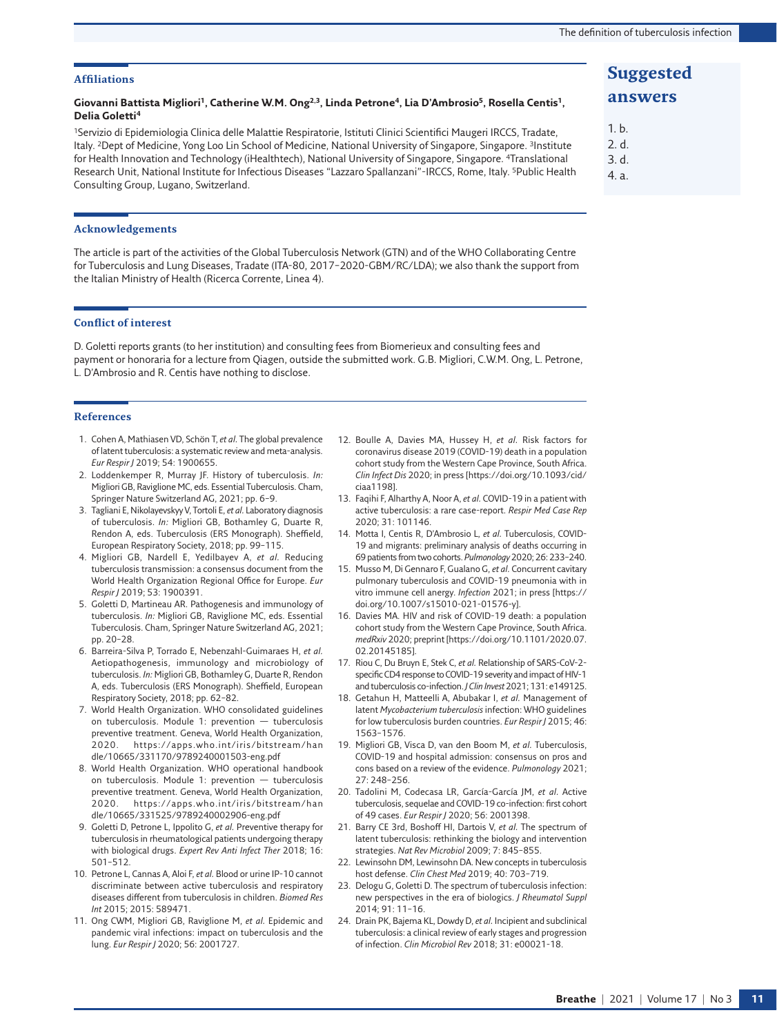## Affiliations

**Giovanni Battista Migliori[1], Catherine W.M. Ong[2,3], Linda Petrone[4], Lia D'Ambrosio[5], Rosella Centis[1], Delia Goletti[4]**

[1]Servizio di Epidemiologia Clinica delle Malattie Respiratorie, Istituti Clinici Scientifici Maugeri IRCCS, Tradate, Italy. [2]Dept of Medicine, Yong Loo Lin School of Medicine, National University of Singapore, Singapore. [3]Institute for Health Innovation and Technology (iHealthtech), National University of Singapore, Singapore. [4]Translational Research Unit, National Institute for Infectious Diseases "Lazzaro Spallanzani"-IRCCS, Rome, Italy. [5]Public Health Consulting Group, Lugano, Switzerland.

## Suggested answers

1. b.
2. d.
3. d.
4. a.

## Acknowledgements

The article is part of the activities of the Global Tuberculosis Network (GTN) and of the WHO Collaborating Centre for Tuberculosis and Lung Diseases, Tradate (ITA-80, 2017–2020-GBM/RC/LDA); we also thank the support from the Italian Ministry of Health (Ricerca Corrente, Linea 4).

## Conflict of interest

D. Goletti reports grants (to her institution) and consulting fees from Biomerieux and consulting fees and payment or honoraria for a lecture from Qiagen, outside the submitted work. G.B. Migliori, C.W.M. Ong, L. Petrone, L. D'Ambrosio and R. Centis have nothing to disclose.

## References

1. Cohen A, Mathiasen VD, Schön T, *et al.* The global prevalence of latent tuberculosis: a systematic review and meta-analysis. *Eur Respir J* 2019; 54: 1900655.
2. Loddenkemper R, Murray JF. History of tuberculosis. *In:* Migliori GB, Raviglione MC, eds. Essential Tuberculosis. Cham, Springer Nature Switzerland AG, 2021; pp. 6–9.
3. Tagliani E, Nikolayevskyy V, Tortoli E, *et al.* Laboratory diagnosis of tuberculosis. *In:* Migliori GB, Bothamley G, Duarte R, Rendon A, eds. Tuberculosis (ERS Monograph). Sheffield, European Respiratory Society, 2018; pp. 99–115.
4. Migliori GB, Nardell E, Yedilbayev A, *et al.* Reducing tuberculosis transmission: a consensus document from the World Health Organization Regional Office for Europe. *Eur Respir J* 2019; 53: 1900391.
5. Goletti D, Martineau AR. Pathogenesis and immunology of tuberculosis. *In:* Migliori GB, Raviglione MC, eds. Essential Tuberculosis. Cham, Springer Nature Switzerland AG, 2021; pp. 20–28.
6. Barreira-Silva P, Torrado E, Nebenzahl-Guimaraes H, *et al.* Aetiopathogenesis, immunology and microbiology of tuberculosis. *In:* Migliori GB, Bothamley G, Duarte R, Rendon A, eds. Tuberculosis (ERS Monograph). Sheffield, European Respiratory Society, 2018; pp. 62–82.
7. World Health Organization. WHO consolidated guidelines on tuberculosis. Module 1: prevention — tuberculosis preventive treatment. Geneva, World Health Organization, 2020. https://apps.who.int/iris/bitstream/handle/10665/331170/9789240001503-eng.pdf
8. World Health Organization. WHO operational handbook on tuberculosis. Module 1: prevention — tuberculosis preventive treatment. Geneva, World Health Organization, 2020. https://apps.who.int/iris/bitstream/handle/10665/331525/9789240002906-eng.pdf
9. Goletti D, Petrone L, Ippolito G, *et al.* Preventive therapy for tuberculosis in rheumatological patients undergoing therapy with biological drugs. *Expert Rev Anti Infect Ther* 2018; 16: 501–512.
10. Petrone L, Cannas A, Aloi F, *et al.* Blood or urine IP-10 cannot discriminate between active tuberculosis and respiratory diseases different from tuberculosis in children. *Biomed Res Int* 2015; 2015: 589471.
11. Ong CWM, Migliori GB, Raviglione M, *et al.* Epidemic and pandemic viral infections: impact on tuberculosis and the lung. *Eur Respir J* 2020; 56: 2001727.
12. Boulle A, Davies MA, Hussey H, *et al.* Risk factors for coronavirus disease 2019 (COVID-19) death in a population cohort study from the Western Cape Province, South Africa. *Clin Infect Dis* 2020; in press [https://doi.org/10.1093/cid/ciaa1198].
13. Faqihi F, Alharthy A, Noor A, *et al.* COVID-19 in a patient with active tuberculosis: a rare case-report. *Respir Med Case Rep* 2020; 31: 101146.
14. Motta I, Centis R, D'Ambrosio L, *et al.* Tuberculosis, COVID-19 and migrants: preliminary analysis of deaths occurring in 69 patients from two cohorts. *Pulmonology* 2020; 26: 233–240.
15. Musso M, Di Gennaro F, Gualano G, *et al.* Concurrent cavitary pulmonary tuberculosis and COVID-19 pneumonia with in vitro immune cell anergy. *Infection* 2021; in press [https://doi.org/10.1007/s15010-021-01576-y].
16. Davies MA. HIV and risk of COVID-19 death: a population cohort study from the Western Cape Province, South Africa. *medRxiv* 2020; preprint [https://doi.org/10.1101/2020.07.02.20145185].
17. Riou C, Du Bruyn E, Stek C, *et al.* Relationship of SARS-CoV-2-specific CD4 response to COVID-19 severity and impact of HIV-1 and tuberculosis co-infection. *J Clin Invest* 2021; 131: e149125.
18. Getahun H, Matteelli A, Abubakar I, *et al.* Management of latent *Mycobacterium tuberculosis* infection: WHO guidelines for low tuberculosis burden countries. *Eur Respir J* 2015; 46: 1563–1576.
19. Migliori GB, Visca D, van den Boom M, *et al.* Tuberculosis, COVID-19 and hospital admission: consensus on pros and cons based on a review of the evidence. *Pulmonology* 2021; 27: 248–256.
20. Tadolini M, Codecasa LR, García-García JM, *et al.* Active tuberculosis, sequelae and COVID-19 co-infection: first cohort of 49 cases. *Eur Respir J* 2020; 56: 2001398.
21. Barry CE 3rd, Boshoff HI, Dartois V, *et al.* The spectrum of latent tuberculosis: rethinking the biology and intervention strategies. *Nat Rev Microbiol* 2009; 7: 845–855.
22. Lewinsohn DM, Lewinsohn DA. New concepts in tuberculosis host defense. *Clin Chest Med* 2019; 40: 703–719.
23. Delogu G, Goletti D. The spectrum of tuberculosis infection: new perspectives in the era of biologics. *J Rheumatol Suppl* 2014; 91: 11–16.
24. Drain PK, Bajema KL, Dowdy D, *et al.* Incipient and subclinical tuberculosis: a clinical review of early stages and progression of infection. *Clin Microbiol Rev* 2018; 31: e00021-18.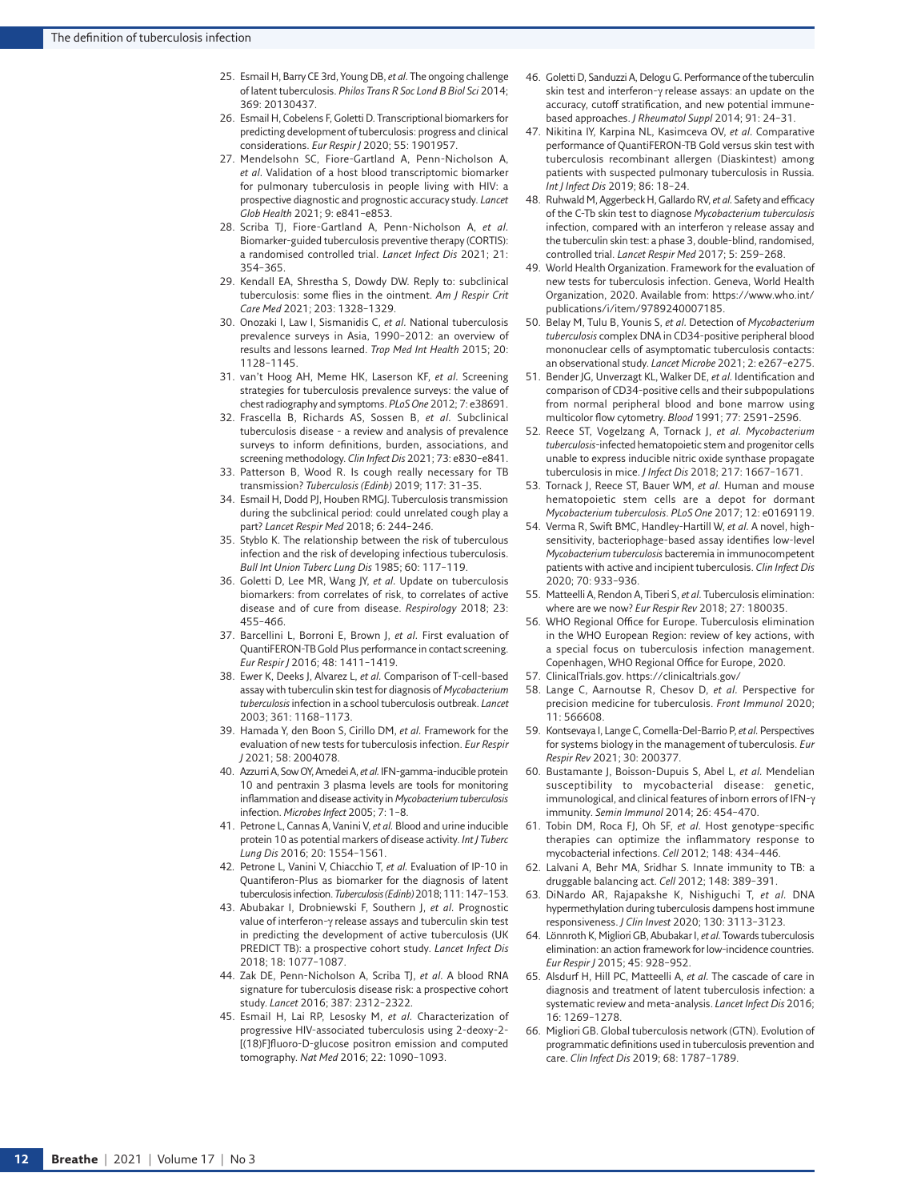25. Esmail H, Barry CE 3rd, Young DB, *et al*. The ongoing challenge of latent tuberculosis. *Philos Trans R Soc Lond B Biol Sci* 2014; 369: 20130437.
26. Esmail H, Cobelens F, Goletti D. Transcriptional biomarkers for predicting development of tuberculosis: progress and clinical considerations. *Eur Respir J* 2020; 55: 1901957.
27. Mendelsohn SC, Fiore-Gartland A, Penn-Nicholson A, *et al*. Validation of a host blood transcriptomic biomarker for pulmonary tuberculosis in people living with HIV: a prospective diagnostic and prognostic accuracy study. *Lancet Glob Health* 2021; 9: e841–e853.
28. Scriba TJ, Fiore-Gartland A, Penn-Nicholson A, *et al*. Biomarker-guided tuberculosis preventive therapy (CORTIS): a randomised controlled trial. *Lancet Infect Dis* 2021; 21: 354–365.
29. Kendall EA, Shrestha S, Dowdy DW. Reply to: subclinical tuberculosis: some flies in the ointment. *Am J Respir Crit Care Med* 2021; 203: 1328–1329.
30. Onozaki I, Law I, Sismanidis C, *et al*. National tuberculosis prevalence surveys in Asia, 1990–2012: an overview of results and lessons learned. *Trop Med Int Health* 2015; 20: 1128–1145.
31. van't Hoog AH, Meme HK, Laserson KF, *et al*. Screening strategies for tuberculosis prevalence surveys: the value of chest radiography and symptoms. *PLoS One* 2012; 7: e38691.
32. Frascella B, Richards AS, Sossen B, *et al*. Subclinical tuberculosis disease - a review and analysis of prevalence surveys to inform definitions, burden, associations, and screening methodology. *Clin Infect Dis* 2021; 73: e830–e841.
33. Patterson B, Wood R. Is cough really necessary for TB transmission? *Tuberculosis (Edinb)* 2019; 117: 31–35.
34. Esmail H, Dodd PJ, Houben RMGJ. Tuberculosis transmission during the subclinical period: could unrelated cough play a part? *Lancet Respir Med* 2018; 6: 244–246.
35. Styblo K. The relationship between the risk of tuberculous infection and the risk of developing infectious tuberculosis. *Bull Int Union Tuberc Lung Dis* 1985; 60: 117–119.
36. Goletti D, Lee MR, Wang JY, *et al*. Update on tuberculosis biomarkers: from correlates of risk, to correlates of active disease and of cure from disease. *Respirology* 2018; 23: 455–466.
37. Barcellini L, Borroni E, Brown J, *et al*. First evaluation of QuantiFERON-TB Gold Plus performance in contact screening. *Eur Respir J* 2016; 48: 1411–1419.
38. Ewer K, Deeks J, Alvarez L, *et al*. Comparison of T-cell-based assay with tuberculin skin test for diagnosis of *Mycobacterium tuberculosis* infection in a school tuberculosis outbreak. *Lancet* 2003; 361: 1168–1173.
39. Hamada Y, den Boon S, Cirillo DM, *et al*. Framework for the evaluation of new tests for tuberculosis infection. *Eur Respir J* 2021; 58: 2004078.
40. Azzurri A, Sow OY, Amedei A, *et al*. IFN-gamma-inducible protein 10 and pentraxin 3 plasma levels are tools for monitoring inflammation and disease activity in *Mycobacterium tuberculosis* infection. *Microbes Infect* 2005; 7: 1–8.
41. Petrone L, Cannas A, Vanini V, *et al*. Blood and urine inducible protein 10 as potential markers of disease activity. *Int J Tuberc Lung Dis* 2016; 20: 1554–1561.
42. Petrone L, Vanini V, Chiacchio T, *et al*. Evaluation of IP-10 in Quantiferon-Plus as biomarker for the diagnosis of latent tuberculosis infection. *Tuberculosis (Edinb)* 2018; 111: 147–153.
43. Abubakar I, Drobniewski F, Southern J, *et al*. Prognostic value of interferon-γ release assays and tuberculin skin test in predicting the development of active tuberculosis (UK PREDICT TB): a prospective cohort study. *Lancet Infect Dis* 2018; 18: 1077–1087.
44. Zak DE, Penn-Nicholson A, Scriba TJ, *et al*. A blood RNA signature for tuberculosis disease risk: a prospective cohort study. *Lancet* 2016; 387: 2312–2322.
45. Esmail H, Lai RP, Lesosky M, *et al*. Characterization of progressive HIV-associated tuberculosis using 2-deoxy-2-[(18)F]fluoro-D-glucose positron emission and computed tomography. *Nat Med* 2016; 22: 1090–1093.
46. Goletti D, Sanduzzi A, Delogu G. Performance of the tuberculin skin test and interferon-γ release assays: an update on the accuracy, cutoff stratification, and new potential immune-based approaches. *J Rheumatol Suppl* 2014; 91: 24–31.
47. Nikitina IY, Karpina NL, Kasimceva OV, *et al*. Comparative performance of QuantiFERON-TB Gold versus skin test with tuberculosis recombinant allergen (Diaskintest) among patients with suspected pulmonary tuberculosis in Russia. *Int J Infect Dis* 2019; 86: 18–24.
48. Ruhwald M, Aggerbeck H, Gallardo RV, *et al*. Safety and efficacy of the C-Tb skin test to diagnose *Mycobacterium tuberculosis* infection, compared with an interferon γ release assay and the tuberculin skin test: a phase 3, double-blind, randomised, controlled trial. *Lancet Respir Med* 2017; 5: 259–268.
49. World Health Organization. Framework for the evaluation of new tests for tuberculosis infection. Geneva, World Health Organization, 2020. Available from: https://www.who.int/publications/i/item/9789240007185.
50. Belay M, Tulu B, Younis S, *et al*. Detection of *Mycobacterium tuberculosis* complex DNA in CD34-positive peripheral blood mononuclear cells of asymptomatic tuberculosis contacts: an observational study. *Lancet Microbe* 2021; 2: e267–e275.
51. Bender JG, Unverzagt KL, Walker DE, *et al*. Identification and comparison of CD34-positive cells and their subpopulations from normal peripheral blood and bone marrow using multicolor flow cytometry. *Blood* 1991; 77: 2591–2596.
52. Reece ST, Vogelzang A, Tornack J, *et al*. *Mycobacterium tuberculosis*-infected hematopoietic stem and progenitor cells unable to express inducible nitric oxide synthase propagate tuberculosis in mice. *J Infect Dis* 2018; 217: 1667–1671.
53. Tornack J, Reece ST, Bauer WM, *et al*. Human and mouse hematopoietic stem cells are a depot for dormant *Mycobacterium tuberculosis*. *PLoS One* 2017; 12: e0169119.
54. Verma R, Swift BMC, Handley-Hartill W, *et al*. A novel, high-sensitivity, bacteriophage-based assay identifies low-level *Mycobacterium tuberculosis* bacteremia in immunocompetent patients with active and incipient tuberculosis. *Clin Infect Dis* 2020; 70: 933–936.
55. Matteelli A, Rendon A, Tiberi S, *et al*. Tuberculosis elimination: where are we now? *Eur Respir Rev* 2018; 27: 180035.
56. WHO Regional Office for Europe. Tuberculosis elimination in the WHO European Region: review of key actions, with a special focus on tuberculosis infection management. Copenhagen, WHO Regional Office for Europe, 2020.
57. ClinicalTrials.gov. https://clinicaltrials.gov/
58. Lange C, Aarnoutse R, Chesov D, *et al*. Perspective for precision medicine for tuberculosis. *Front Immunol* 2020; 11: 566608.
59. Kontsevaya I, Lange C, Comella-Del-Barrio P, *et al*. Perspectives for systems biology in the management of tuberculosis. *Eur Respir Rev* 2021; 30: 200377.
60. Bustamante J, Boisson-Dupuis S, Abel L, *et al*. Mendelian susceptibility to mycobacterial disease: genetic, immunological, and clinical features of inborn errors of IFN-γ immunity. *Semin Immunol* 2014; 26: 454–470.
61. Tobin DM, Roca FJ, Oh SF, *et al*. Host genotype-specific therapies can optimize the inflammatory response to mycobacterial infections. *Cell* 2012; 148: 434–446.
62. Lalvani A, Behr MA, Sridhar S. Innate immunity to TB: a druggable balancing act. *Cell* 2012; 148: 389–391.
63. DiNardo AR, Rajapakshe K, Nishiguchi T, *et al*. DNA hypermethylation during tuberculosis dampens host immune responsiveness. *J Clin Invest* 2020; 130: 3113–3123.
64. Lönnroth K, Migliori GB, Abubakar I, *et al*. Towards tuberculosis elimination: an action framework for low-incidence countries. *Eur Respir J* 2015; 45: 928–952.
65. Alsdurf H, Hill PC, Matteelli A, *et al*. The cascade of care in diagnosis and treatment of latent tuberculosis infection: a systematic review and meta-analysis. *Lancet Infect Dis* 2016; 16: 1269–1278.
66. Migliori GB. Global tuberculosis network (GTN). Evolution of programmatic definitions used in tuberculosis prevention and care. *Clin Infect Dis* 2019; 68: 1787–1789.